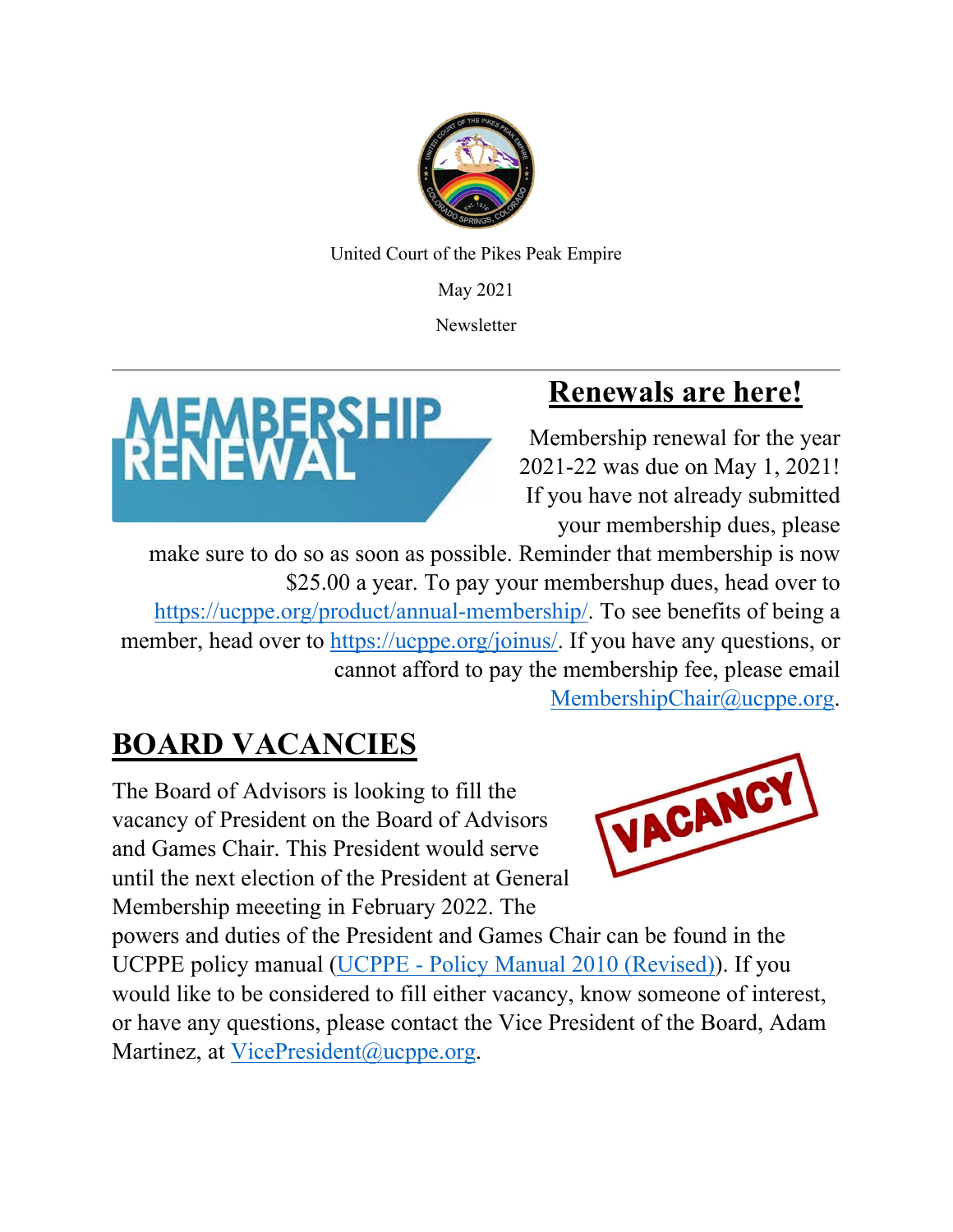United Court of the Pikes Peak Empire

May 2021

Newsletter

---

## Renewals are here!

Membership renewal for the year 2021-22 was due on May 1, 2021! If you have not already submitted your membership dues, please make sure to do so as soon as possible. Reminder that membership is now $25.00 a year. To pay your membershup dues, head over to https://ucppe.org/product/annual-membership/. To see benefits of being a member, head over to https://ucppe.org/joinus/. If you have any questions, or cannot afford to pay the membership fee, please email MembershipChair@ucppe.org.

## BOARD VACANCIES

The Board of Advisors is looking to fill the vacancy of President on the Board of Advisors and Games Chair. This President would serve until the next election of the President at General Membership meeeting in February 2022. The powers and duties of the President and Games Chair can be found in the UCPPE policy manual (UCPPE - Policy Manual 2010 (Revised)). If you would like to be considered to fill either vacancy, know someone of interest, or have any questions, please contact the Vice President of the Board, Adam Martinez, at VicePresident@ucppe.org.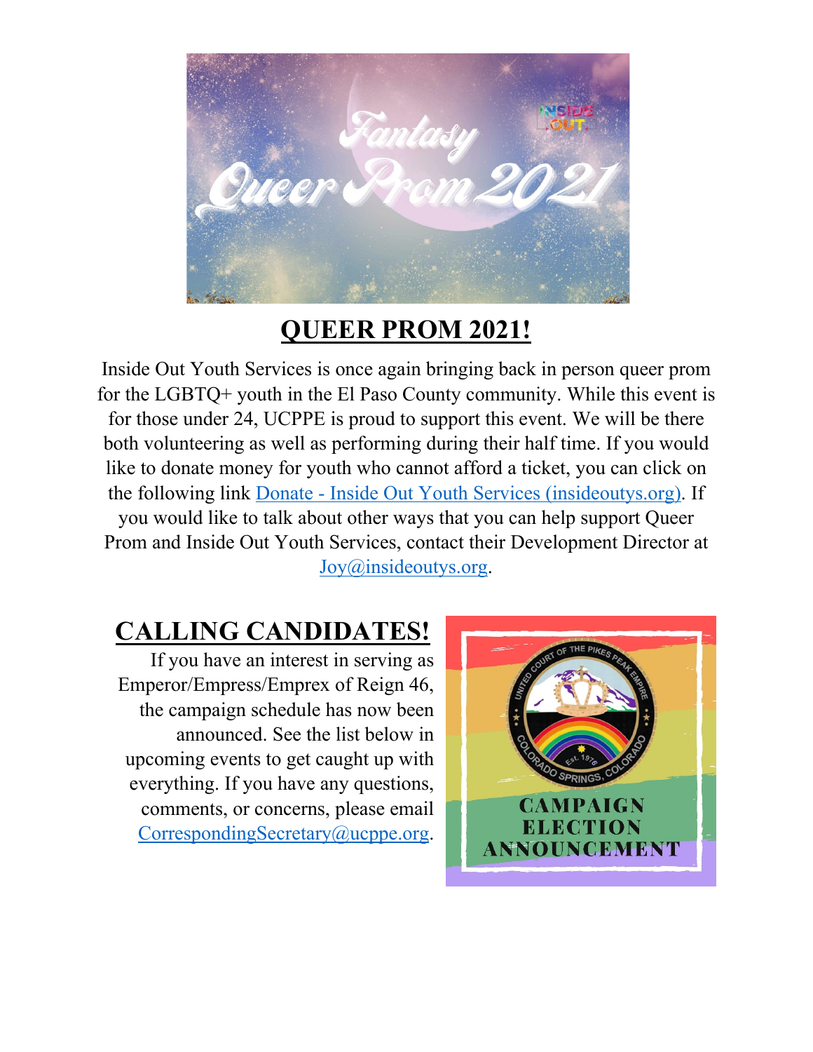## QUEER PROM 2021!

Inside Out Youth Services is once again bringing back in person queer prom for the LGBTQ+ youth in the El Paso County community. While this event is for those under 24, UCPPE is proud to support this event. We will be there both volunteering as well as performing during their half time. If you would like to donate money for youth who cannot afford a ticket, you can click on the following link [Donate - Inside Out Youth Services (insideoutys.org)](https://insideoutys.org). If you would like to talk about other ways that you can help support Queer Prom and Inside Out Youth Services, contact their Development Director at [Joy@insideoutys.org](mailto:Joy@insideoutys.org).

## CALLING CANDIDATES!

If you have an interest in serving as Emperor/Empress/Emprex of Reign 46, the campaign schedule has now been announced. See the list below in upcoming events to get caught up with everything. If you have any questions, comments, or concerns, please email [CorrespondingSecretary@ucppe.org](mailto:CorrespondingSecretary@ucppe.org).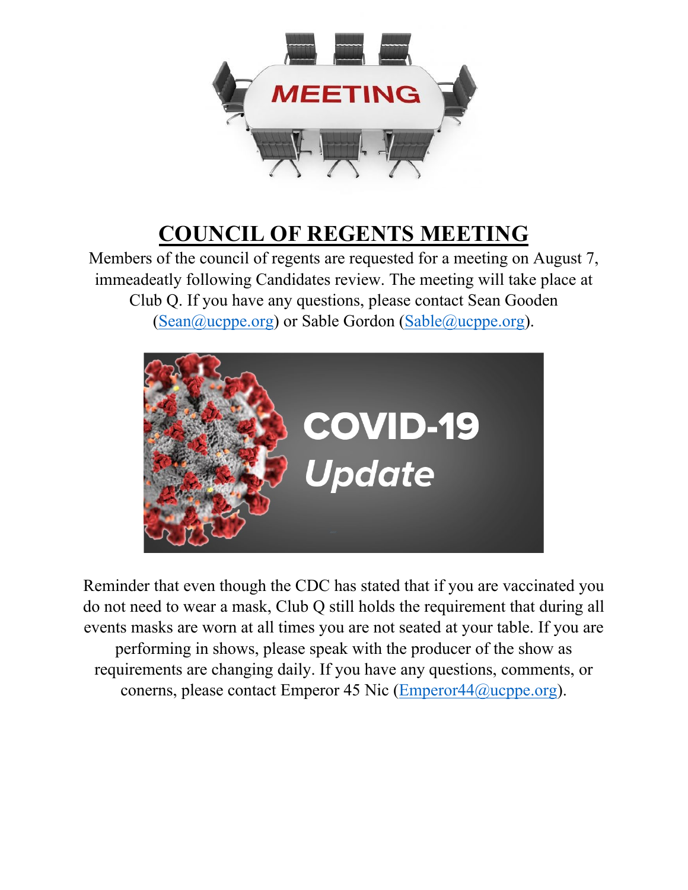# COUNCIL OF REGENTS MEETING

Members of the council of regents are requested for a meeting on August 7, immeadeatly following Candidates review. The meeting will take place at Club Q. If you have any questions, please contact Sean Gooden (Sean@ucppe.org) or Sable Gordon (Sable@ucppe.org).

Reminder that even though the CDC has stated that if you are vaccinated you do not need to wear a mask, Club Q still holds the requirement that during all events masks are worn at all times you are not seated at your table. If you are performing in shows, please speak with the producer of the show as requirements are changing daily. If you have any questions, comments, or conerns, please contact Emperor 45 Nic (Emperor44@ucppe.org).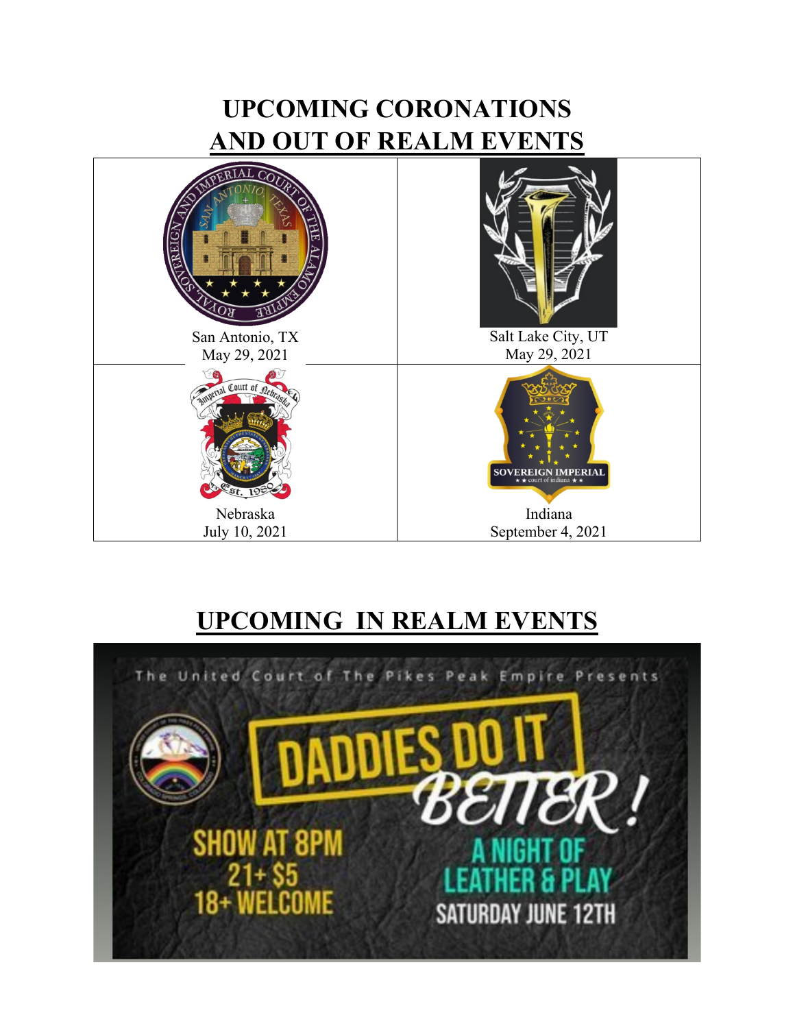# UPCOMING CORONATIONS AND OUT OF REALM EVENTS

| | |
|---|---|
| San Antonio, TX<br>May 29, 2021 | Salt Lake City, UT<br>May 29, 2021 |
| Nebraska<br>July 10, 2021 | Indiana<br>September 4, 2021 |

# UPCOMING IN REALM EVENTS

The United Court of The Pikes Peak Empire Presents

DADDIES DO IT BETTER!

A NIGHT OF LEATHER & PLAY

SATURDAY JUNE 12TH

SHOW AT 8PM

21+ $5

18+ WELCOME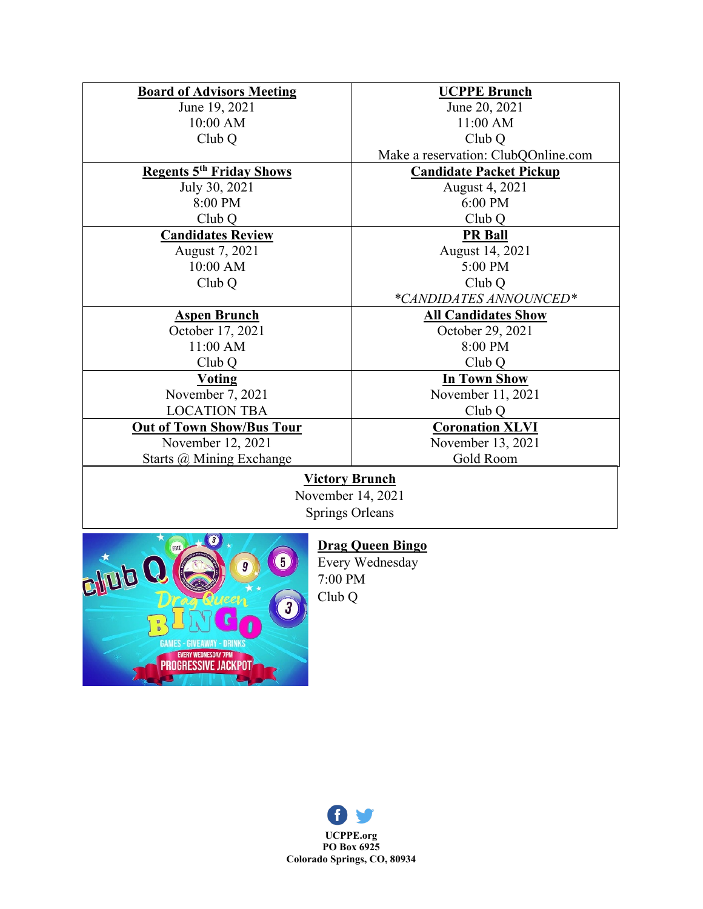| | |
|---|---|
| **Board of Advisors Meeting**<br>June 19, 2021<br>10:00 AM<br>Club Q | **UCPPE Brunch**<br>June 20, 2021<br>11:00 AM<br>Club Q<br>Make a reservation: ClubQOnline.com |
| **Regents 5th Friday Shows**<br>July 30, 2021<br>8:00 PM<br>Club Q | **Candidate Packet Pickup**<br>August 4, 2021<br>6:00 PM<br>Club Q |
| **Candidates Review**<br>August 7, 2021<br>10:00 AM<br>Club Q | **PR Ball**<br>August 14, 2021<br>5:00 PM<br>Club Q<br>*CANDIDATES ANNOUNCED* |
| **Aspen Brunch**<br>October 17, 2021<br>11:00 AM<br>Club Q | **All Candidates Show**<br>October 29, 2021<br>8:00 PM<br>Club Q |
| **Voting**<br>November 7, 2021<br>LOCATION TBA | **In Town Show**<br>November 11, 2021<br>Club Q |
| **Out of Town Show/Bus Tour**<br>November 12, 2021<br>Starts @ Mining Exchange | **Coronation XLVI**<br>November 13, 2021<br>Gold Room |
| **Victory Brunch**<br>November 14, 2021<br>Springs Orleans | |

**Drag Queen Bingo**
Every Wednesday
7:00 PM
Club Q

UCPPE.org
PO Box 6925
Colorado Springs, CO, 80934